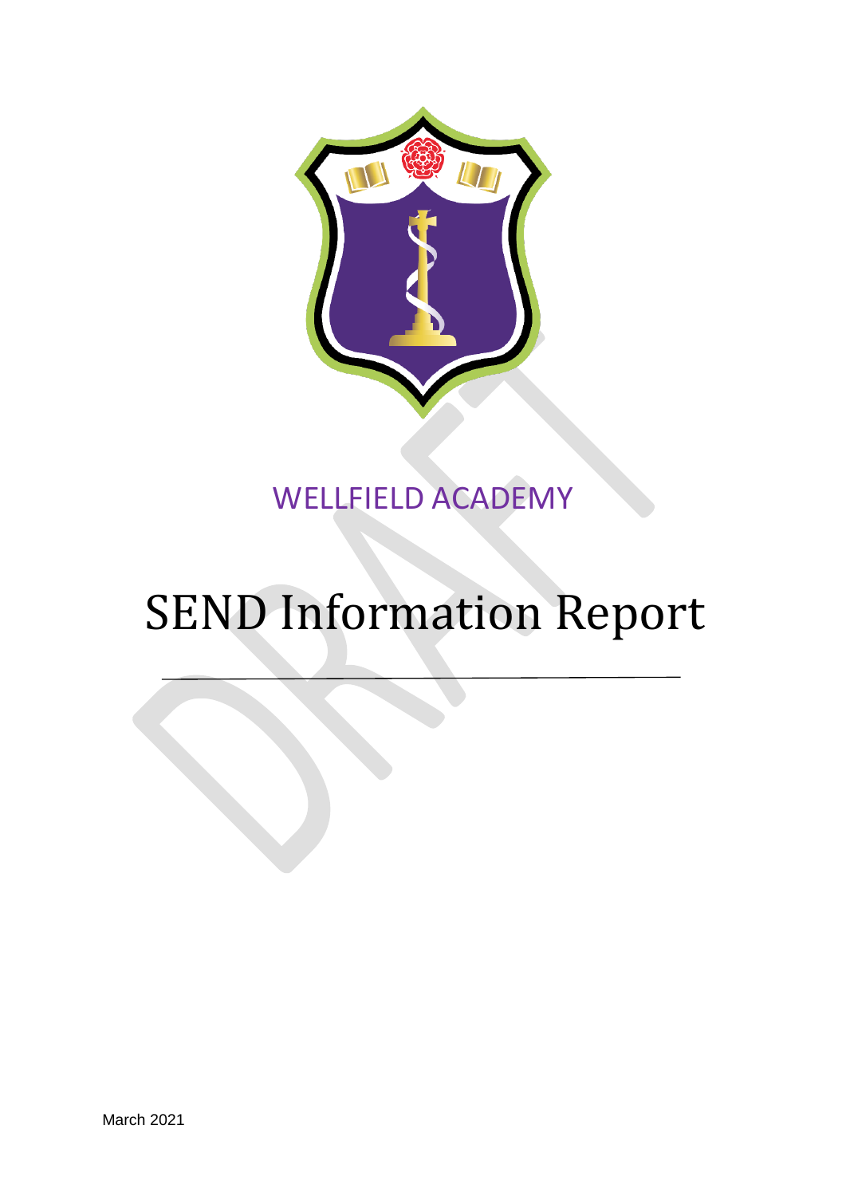WELLFIELD ACADEMY

# SEND Information Report

March 2021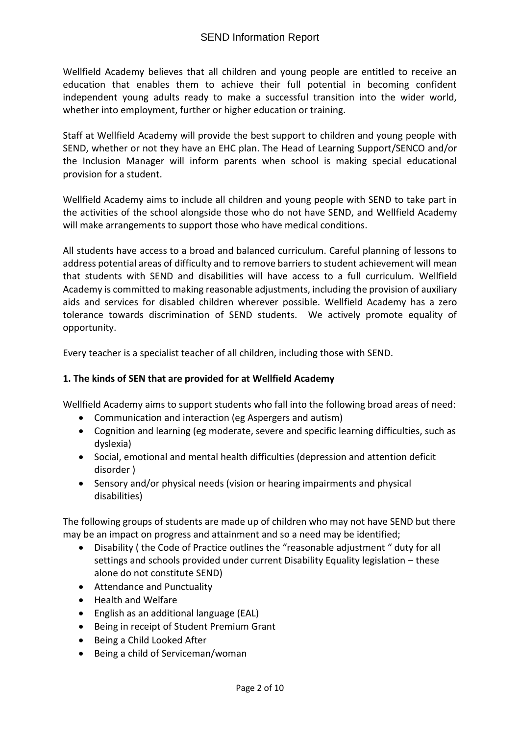Wellfield Academy believes that all children and young people are entitled to receive an education that enables them to achieve their full potential in becoming confident independent young adults ready to make a successful transition into the wider world, whether into employment, further or higher education or training.

Staff at Wellfield Academy will provide the best support to children and young people with SEND, whether or not they have an EHC plan. The Head of Learning Support/SENCO and/or the Inclusion Manager will inform parents when school is making special educational provision for a student.

Wellfield Academy aims to include all children and young people with SEND to take part in the activities of the school alongside those who do not have SEND, and Wellfield Academy will make arrangements to support those who have medical conditions.

All students have access to a broad and balanced curriculum. Careful planning of lessons to address potential areas of difficulty and to remove barriers to student achievement will mean that students with SEND and disabilities will have access to a full curriculum. Wellfield Academy is committed to making reasonable adjustments, including the provision of auxiliary aids and services for disabled children wherever possible. Wellfield Academy has a zero tolerance towards discrimination of SEND students. We actively promote equality of opportunity.

Every teacher is a specialist teacher of all children, including those with SEND.

**1. The kinds of SEN that are provided for at Wellfield Academy**

Wellfield Academy aims to support students who fall into the following broad areas of need:

- Communication and interaction (eg Aspergers and autism)
- Cognition and learning (eg moderate, severe and specific learning difficulties, such as dyslexia)
- Social, emotional and mental health difficulties (depression and attention deficit disorder )
- Sensory and/or physical needs (vision or hearing impairments and physical disabilities)

The following groups of students are made up of children who may not have SEND but there may be an impact on progress and attainment and so a need may be identified;

- Disability ( the Code of Practice outlines the "reasonable adjustment " duty for all settings and schools provided under current Disability Equality legislation – these alone do not constitute SEND)
- Attendance and Punctuality
- Health and Welfare
- English as an additional language (EAL)
- Being in receipt of Student Premium Grant
- Being a Child Looked After
- Being a child of Serviceman/woman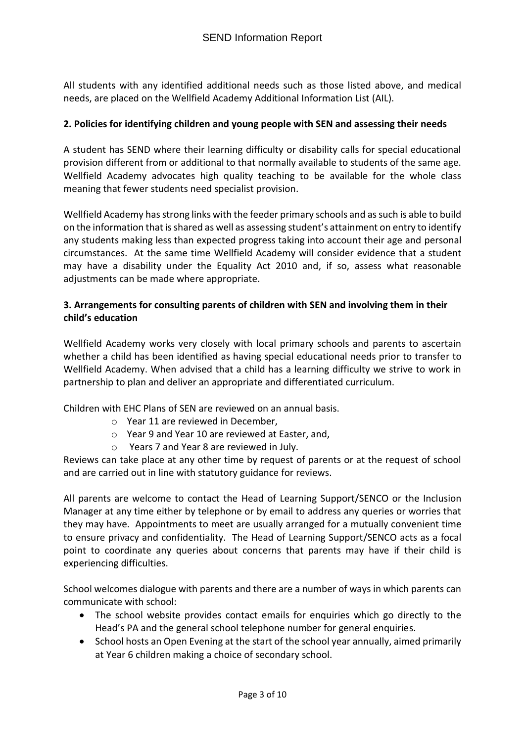All students with any identified additional needs such as those listed above, and medical needs, are placed on the Wellfield Academy Additional Information List (AIL).

**2. Policies for identifying children and young people with SEN and assessing their needs**

A student has SEND where their learning difficulty or disability calls for special educational provision different from or additional to that normally available to students of the same age. Wellfield Academy advocates high quality teaching to be available for the whole class meaning that fewer students need specialist provision.

Wellfield Academy has strong links with the feeder primary schools and as such is able to build on the information that is shared as well as assessing student's attainment on entry to identify any students making less than expected progress taking into account their age and personal circumstances. At the same time Wellfield Academy will consider evidence that a student may have a disability under the Equality Act 2010 and, if so, assess what reasonable adjustments can be made where appropriate.

**3. Arrangements for consulting parents of children with SEN and involving them in their child's education**

Wellfield Academy works very closely with local primary schools and parents to ascertain whether a child has been identified as having special educational needs prior to transfer to Wellfield Academy. When advised that a child has a learning difficulty we strive to work in partnership to plan and deliver an appropriate and differentiated curriculum.

Children with EHC Plans of SEN are reviewed on an annual basis.

- Year 11 are reviewed in December,
- Year 9 and Year 10 are reviewed at Easter, and,
- Years 7 and Year 8 are reviewed in July.

Reviews can take place at any other time by request of parents or at the request of school and are carried out in line with statutory guidance for reviews.

All parents are welcome to contact the Head of Learning Support/SENCO or the Inclusion Manager at any time either by telephone or by email to address any queries or worries that they may have. Appointments to meet are usually arranged for a mutually convenient time to ensure privacy and confidentiality. The Head of Learning Support/SENCO acts as a focal point to coordinate any queries about concerns that parents may have if their child is experiencing difficulties.

School welcomes dialogue with parents and there are a number of ways in which parents can communicate with school:

- The school website provides contact emails for enquiries which go directly to the Head's PA and the general school telephone number for general enquiries.
- School hosts an Open Evening at the start of the school year annually, aimed primarily at Year 6 children making a choice of secondary school.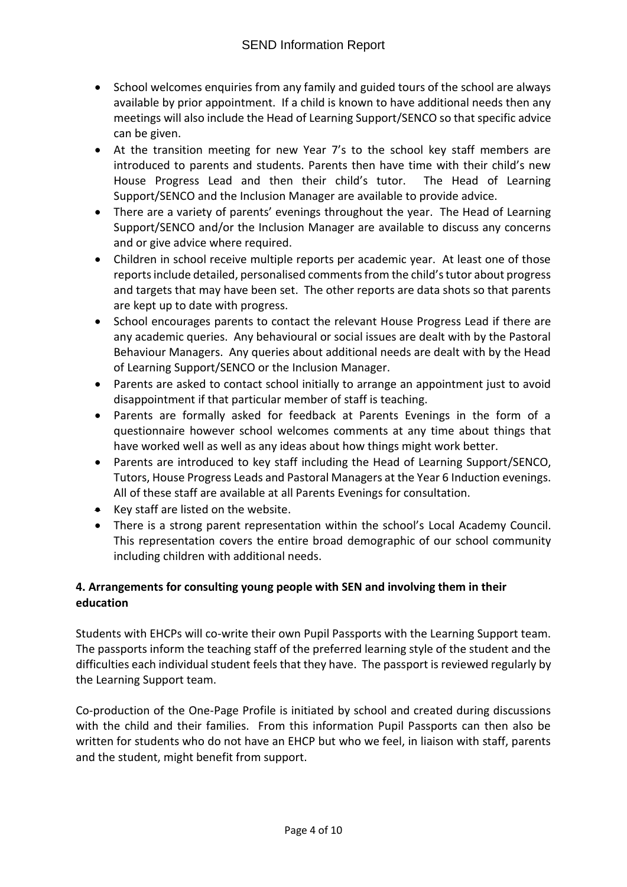- School welcomes enquiries from any family and guided tours of the school are always available by prior appointment. If a child is known to have additional needs then any meetings will also include the Head of Learning Support/SENCO so that specific advice can be given.
- At the transition meeting for new Year 7's to the school key staff members are introduced to parents and students. Parents then have time with their child's new House Progress Lead and then their child's tutor. The Head of Learning Support/SENCO and the Inclusion Manager are available to provide advice.
- There are a variety of parents' evenings throughout the year. The Head of Learning Support/SENCO and/or the Inclusion Manager are available to discuss any concerns and or give advice where required.
- Children in school receive multiple reports per academic year. At least one of those reports include detailed, personalised comments from the child's tutor about progress and targets that may have been set. The other reports are data shots so that parents are kept up to date with progress.
- School encourages parents to contact the relevant House Progress Lead if there are any academic queries. Any behavioural or social issues are dealt with by the Pastoral Behaviour Managers. Any queries about additional needs are dealt with by the Head of Learning Support/SENCO or the Inclusion Manager.
- Parents are asked to contact school initially to arrange an appointment just to avoid disappointment if that particular member of staff is teaching.
- Parents are formally asked for feedback at Parents Evenings in the form of a questionnaire however school welcomes comments at any time about things that have worked well as well as any ideas about how things might work better.
- Parents are introduced to key staff including the Head of Learning Support/SENCO, Tutors, House Progress Leads and Pastoral Managers at the Year 6 Induction evenings. All of these staff are available at all Parents Evenings for consultation.
- Key staff are listed on the website.
- There is a strong parent representation within the school's Local Academy Council. This representation covers the entire broad demographic of our school community including children with additional needs.

## 4. Arrangements for consulting young people with SEN and involving them in their education

Students with EHCPs will co-write their own Pupil Passports with the Learning Support team. The passports inform the teaching staff of the preferred learning style of the student and the difficulties each individual student feels that they have. The passport is reviewed regularly by the Learning Support team.

Co-production of the One-Page Profile is initiated by school and created during discussions with the child and their families. From this information Pupil Passports can then also be written for students who do not have an EHCP but who we feel, in liaison with staff, parents and the student, might benefit from support.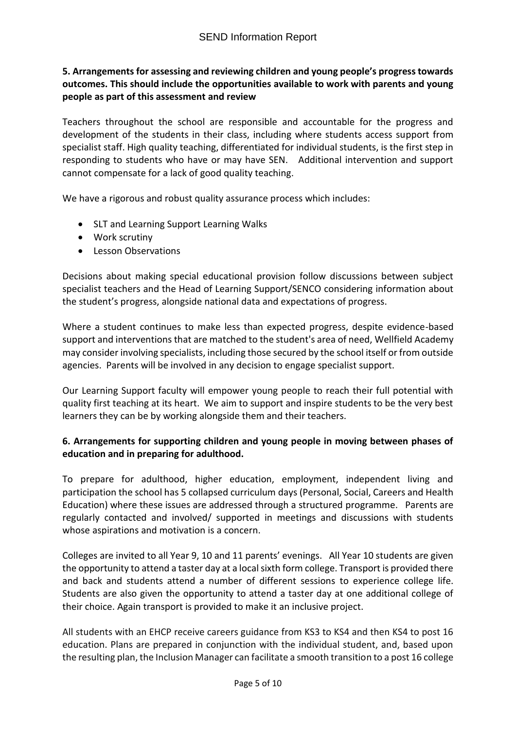**5. Arrangements for assessing and reviewing children and young people's progress towards outcomes. This should include the opportunities available to work with parents and young people as part of this assessment and review**

Teachers throughout the school are responsible and accountable for the progress and development of the students in their class, including where students access support from specialist staff. High quality teaching, differentiated for individual students, is the first step in responding to students who have or may have SEN. Additional intervention and support cannot compensate for a lack of good quality teaching.

We have a rigorous and robust quality assurance process which includes:

- SLT and Learning Support Learning Walks
- Work scrutiny
- Lesson Observations

Decisions about making special educational provision follow discussions between subject specialist teachers and the Head of Learning Support/SENCO considering information about the student's progress, alongside national data and expectations of progress.

Where a student continues to make less than expected progress, despite evidence-based support and interventions that are matched to the student's area of need, Wellfield Academy may consider involving specialists, including those secured by the school itself or from outside agencies. Parents will be involved in any decision to engage specialist support.

Our Learning Support faculty will empower young people to reach their full potential with quality first teaching at its heart. We aim to support and inspire students to be the very best learners they can be by working alongside them and their teachers.

**6. Arrangements for supporting children and young people in moving between phases of education and in preparing for adulthood.**

To prepare for adulthood, higher education, employment, independent living and participation the school has 5 collapsed curriculum days (Personal, Social, Careers and Health Education) where these issues are addressed through a structured programme. Parents are regularly contacted and involved/ supported in meetings and discussions with students whose aspirations and motivation is a concern.

Colleges are invited to all Year 9, 10 and 11 parents' evenings. All Year 10 students are given the opportunity to attend a taster day at a local sixth form college. Transport is provided there and back and students attend a number of different sessions to experience college life. Students are also given the opportunity to attend a taster day at one additional college of their choice. Again transport is provided to make it an inclusive project.

All students with an EHCP receive careers guidance from KS3 to KS4 and then KS4 to post 16 education. Plans are prepared in conjunction with the individual student, and, based upon the resulting plan, the Inclusion Manager can facilitate a smooth transition to a post 16 college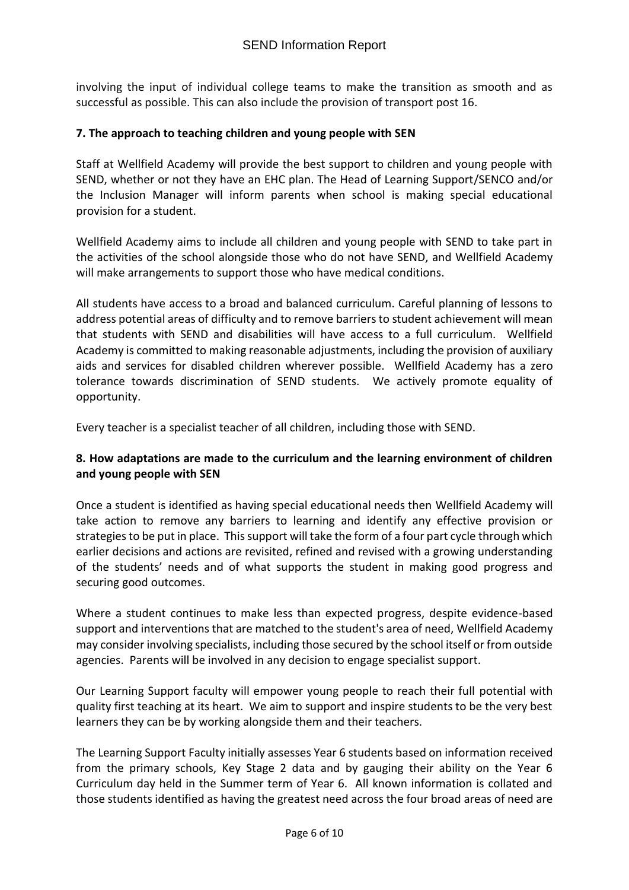involving the input of individual college teams to make the transition as smooth and as successful as possible. This can also include the provision of transport post 16.

**7. The approach to teaching children and young people with SEN**

Staff at Wellfield Academy will provide the best support to children and young people with SEND, whether or not they have an EHC plan. The Head of Learning Support/SENCO and/or the Inclusion Manager will inform parents when school is making special educational provision for a student.

Wellfield Academy aims to include all children and young people with SEND to take part in the activities of the school alongside those who do not have SEND, and Wellfield Academy will make arrangements to support those who have medical conditions.

All students have access to a broad and balanced curriculum. Careful planning of lessons to address potential areas of difficulty and to remove barriers to student achievement will mean that students with SEND and disabilities will have access to a full curriculum. Wellfield Academy is committed to making reasonable adjustments, including the provision of auxiliary aids and services for disabled children wherever possible. Wellfield Academy has a zero tolerance towards discrimination of SEND students. We actively promote equality of opportunity.

Every teacher is a specialist teacher of all children, including those with SEND.

**8. How adaptations are made to the curriculum and the learning environment of children and young people with SEN**

Once a student is identified as having special educational needs then Wellfield Academy will take action to remove any barriers to learning and identify any effective provision or strategies to be put in place. This support will take the form of a four part cycle through which earlier decisions and actions are revisited, refined and revised with a growing understanding of the students' needs and of what supports the student in making good progress and securing good outcomes.

Where a student continues to make less than expected progress, despite evidence-based support and interventions that are matched to the student's area of need, Wellfield Academy may consider involving specialists, including those secured by the school itself or from outside agencies. Parents will be involved in any decision to engage specialist support.

Our Learning Support faculty will empower young people to reach their full potential with quality first teaching at its heart. We aim to support and inspire students to be the very best learners they can be by working alongside them and their teachers.

The Learning Support Faculty initially assesses Year 6 students based on information received from the primary schools, Key Stage 2 data and by gauging their ability on the Year 6 Curriculum day held in the Summer term of Year 6. All known information is collated and those students identified as having the greatest need across the four broad areas of need are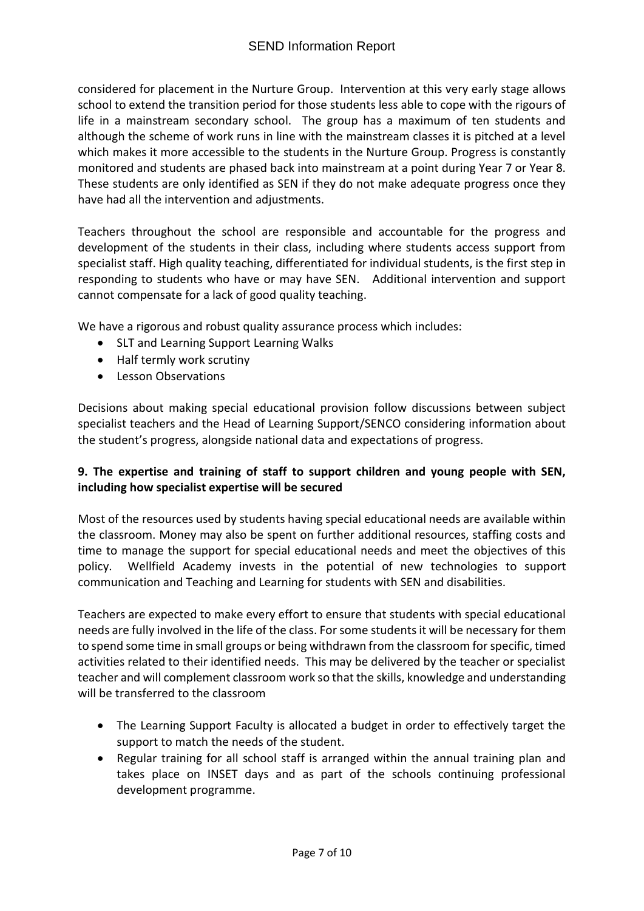considered for placement in the Nurture Group. Intervention at this very early stage allows school to extend the transition period for those students less able to cope with the rigours of life in a mainstream secondary school. The group has a maximum of ten students and although the scheme of work runs in line with the mainstream classes it is pitched at a level which makes it more accessible to the students in the Nurture Group. Progress is constantly monitored and students are phased back into mainstream at a point during Year 7 or Year 8. These students are only identified as SEN if they do not make adequate progress once they have had all the intervention and adjustments.

Teachers throughout the school are responsible and accountable for the progress and development of the students in their class, including where students access support from specialist staff. High quality teaching, differentiated for individual students, is the first step in responding to students who have or may have SEN. Additional intervention and support cannot compensate for a lack of good quality teaching.

We have a rigorous and robust quality assurance process which includes:

- SLT and Learning Support Learning Walks
- Half termly work scrutiny
- Lesson Observations

Decisions about making special educational provision follow discussions between subject specialist teachers and the Head of Learning Support/SENCO considering information about the student's progress, alongside national data and expectations of progress.

**9. The expertise and training of staff to support children and young people with SEN, including how specialist expertise will be secured**

Most of the resources used by students having special educational needs are available within the classroom. Money may also be spent on further additional resources, staffing costs and time to manage the support for special educational needs and meet the objectives of this policy. Wellfield Academy invests in the potential of new technologies to support communication and Teaching and Learning for students with SEN and disabilities.

Teachers are expected to make every effort to ensure that students with special educational needs are fully involved in the life of the class. For some students it will be necessary for them to spend some time in small groups or being withdrawn from the classroom for specific, timed activities related to their identified needs. This may be delivered by the teacher or specialist teacher and will complement classroom work so that the skills, knowledge and understanding will be transferred to the classroom

- The Learning Support Faculty is allocated a budget in order to effectively target the support to match the needs of the student.
- Regular training for all school staff is arranged within the annual training plan and takes place on INSET days and as part of the schools continuing professional development programme.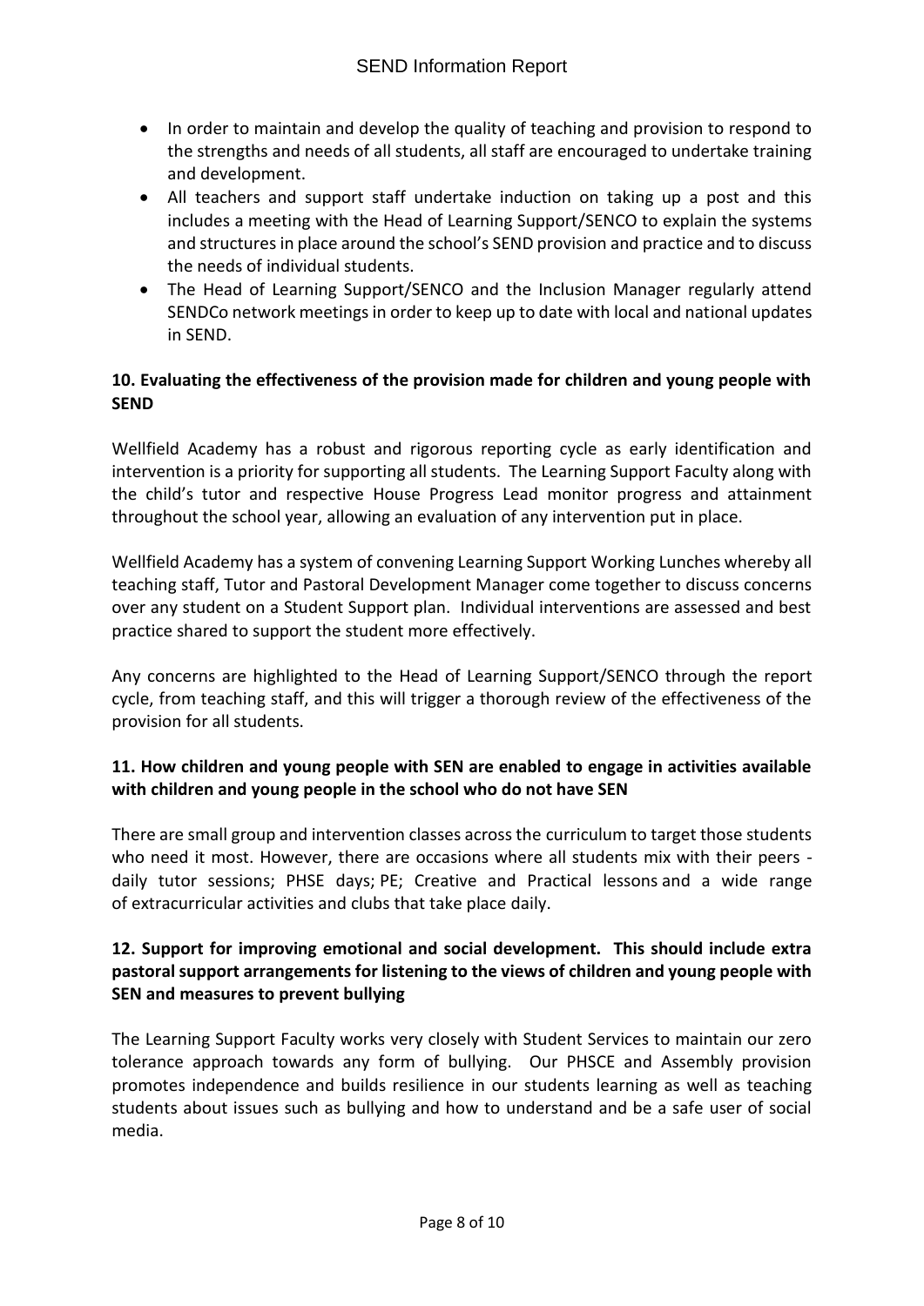- In order to maintain and develop the quality of teaching and provision to respond to the strengths and needs of all students, all staff are encouraged to undertake training and development.
- All teachers and support staff undertake induction on taking up a post and this includes a meeting with the Head of Learning Support/SENCO to explain the systems and structures in place around the school's SEND provision and practice and to discuss the needs of individual students.
- The Head of Learning Support/SENCO and the Inclusion Manager regularly attend SENDCo network meetings in order to keep up to date with local and national updates in SEND.

## 10. Evaluating the effectiveness of the provision made for children and young people with SEND

Wellfield Academy has a robust and rigorous reporting cycle as early identification and intervention is a priority for supporting all students. The Learning Support Faculty along with the child's tutor and respective House Progress Lead monitor progress and attainment throughout the school year, allowing an evaluation of any intervention put in place.

Wellfield Academy has a system of convening Learning Support Working Lunches whereby all teaching staff, Tutor and Pastoral Development Manager come together to discuss concerns over any student on a Student Support plan. Individual interventions are assessed and best practice shared to support the student more effectively.

Any concerns are highlighted to the Head of Learning Support/SENCO through the report cycle, from teaching staff, and this will trigger a thorough review of the effectiveness of the provision for all students.

## 11. How children and young people with SEN are enabled to engage in activities available with children and young people in the school who do not have SEN

There are small group and intervention classes across the curriculum to target those students who need it most. However, there are occasions where all students mix with their peers - daily tutor sessions; PHSE days; PE; Creative and Practical lessons and a wide range of extracurricular activities and clubs that take place daily.

## 12. Support for improving emotional and social development. This should include extra pastoral support arrangements for listening to the views of children and young people with SEN and measures to prevent bullying

The Learning Support Faculty works very closely with Student Services to maintain our zero tolerance approach towards any form of bullying. Our PHSCE and Assembly provision promotes independence and builds resilience in our students learning as well as teaching students about issues such as bullying and how to understand and be a safe user of social media.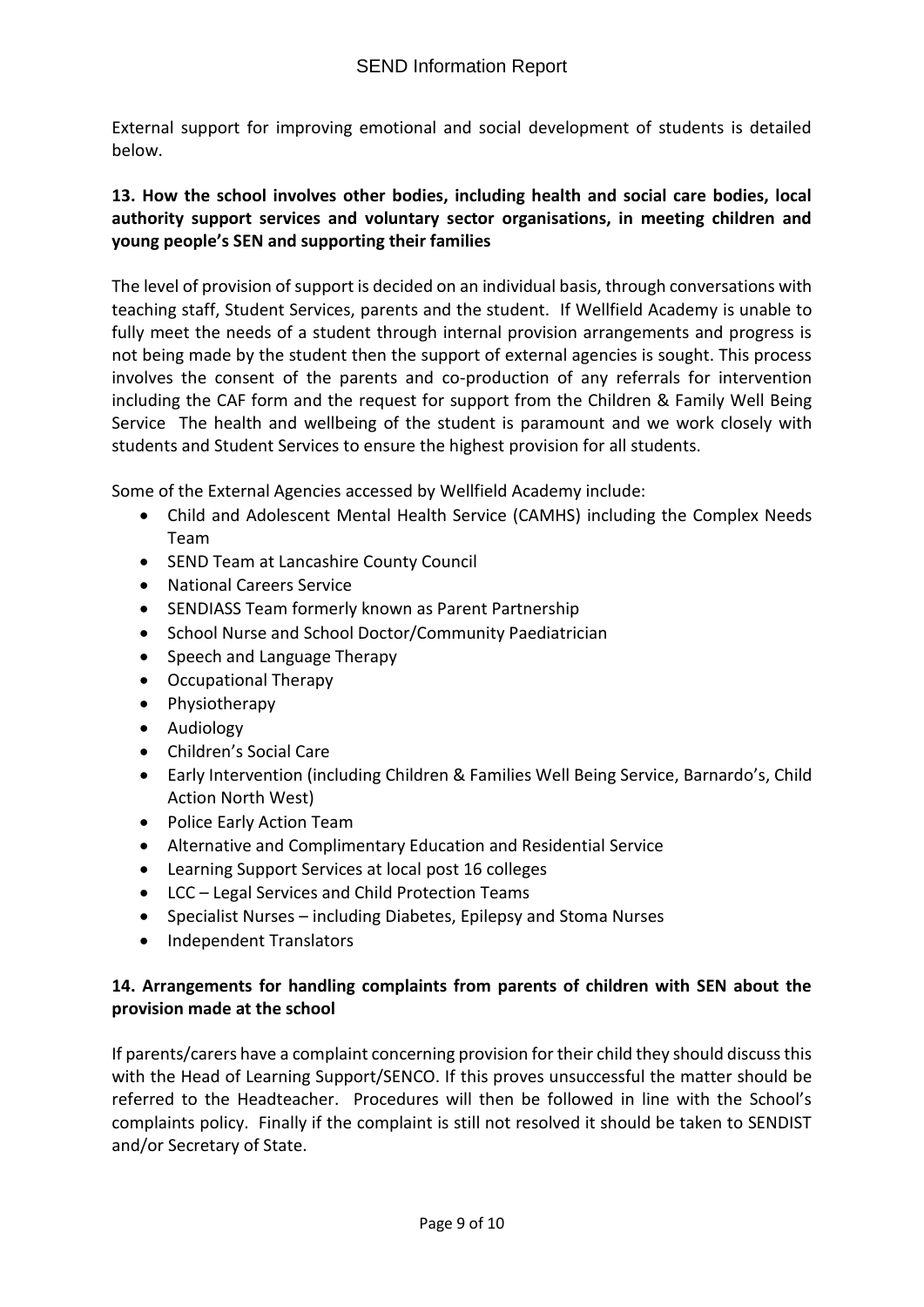External support for improving emotional and social development of students is detailed below.

**13. How the school involves other bodies, including health and social care bodies, local authority support services and voluntary sector organisations, in meeting children and young people's SEN and supporting their families**

The level of provision of support is decided on an individual basis, through conversations with teaching staff, Student Services, parents and the student. If Wellfield Academy is unable to fully meet the needs of a student through internal provision arrangements and progress is not being made by the student then the support of external agencies is sought. This process involves the consent of the parents and co-production of any referrals for intervention including the CAF form and the request for support from the Children & Family Well Being Service The health and wellbeing of the student is paramount and we work closely with students and Student Services to ensure the highest provision for all students.

Some of the External Agencies accessed by Wellfield Academy include:

- Child and Adolescent Mental Health Service (CAMHS) including the Complex Needs Team
- SEND Team at Lancashire County Council
- National Careers Service
- SENDIASS Team formerly known as Parent Partnership
- School Nurse and School Doctor/Community Paediatrician
- Speech and Language Therapy
- Occupational Therapy
- Physiotherapy
- Audiology
- Children's Social Care
- Early Intervention (including Children & Families Well Being Service, Barnardo's, Child Action North West)
- Police Early Action Team
- Alternative and Complimentary Education and Residential Service
- Learning Support Services at local post 16 colleges
- LCC – Legal Services and Child Protection Teams
- Specialist Nurses – including Diabetes, Epilepsy and Stoma Nurses
- Independent Translators

**14. Arrangements for handling complaints from parents of children with SEN about the provision made at the school**

If parents/carers have a complaint concerning provision for their child they should discuss this with the Head of Learning Support/SENCO. If this proves unsuccessful the matter should be referred to the Headteacher. Procedures will then be followed in line with the School's complaints policy. Finally if the complaint is still not resolved it should be taken to SENDIST and/or Secretary of State.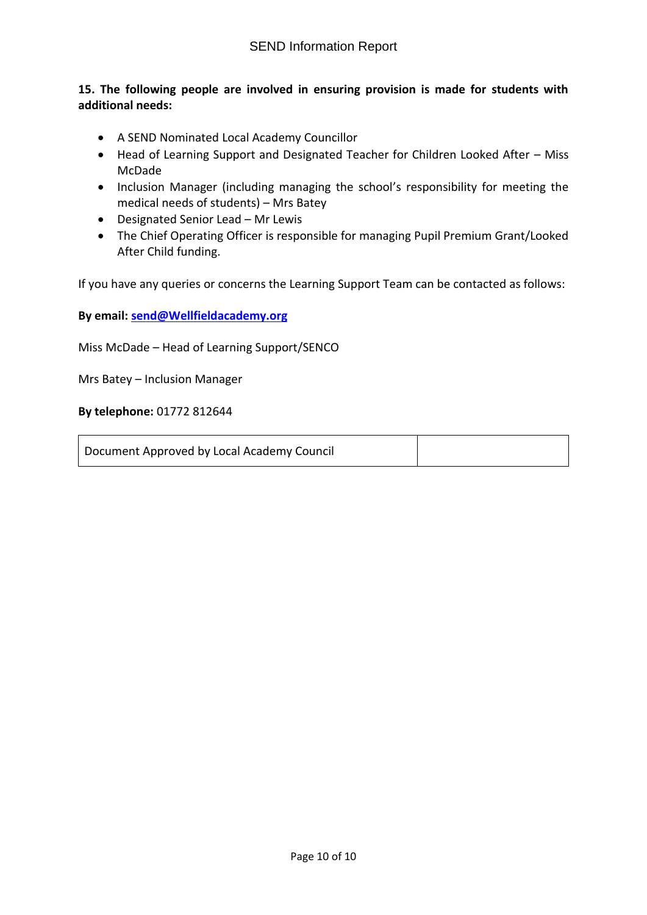**15. The following people are involved in ensuring provision is made for students with additional needs:**

- A SEND Nominated Local Academy Councillor
- Head of Learning Support and Designated Teacher for Children Looked After – Miss McDade
- Inclusion Manager (including managing the school's responsibility for meeting the medical needs of students) – Mrs Batey
- Designated Senior Lead – Mr Lewis
- The Chief Operating Officer is responsible for managing Pupil Premium Grant/Looked After Child funding.

If you have any queries or concerns the Learning Support Team can be contacted as follows:

**By email:** send@Wellfieldacademy.org

Miss McDade – Head of Learning Support/SENCO

Mrs Batey – Inclusion Manager

**By telephone:** 01772 812644

| | |
|---|---|
| Document Approved by Local Academy Council | |